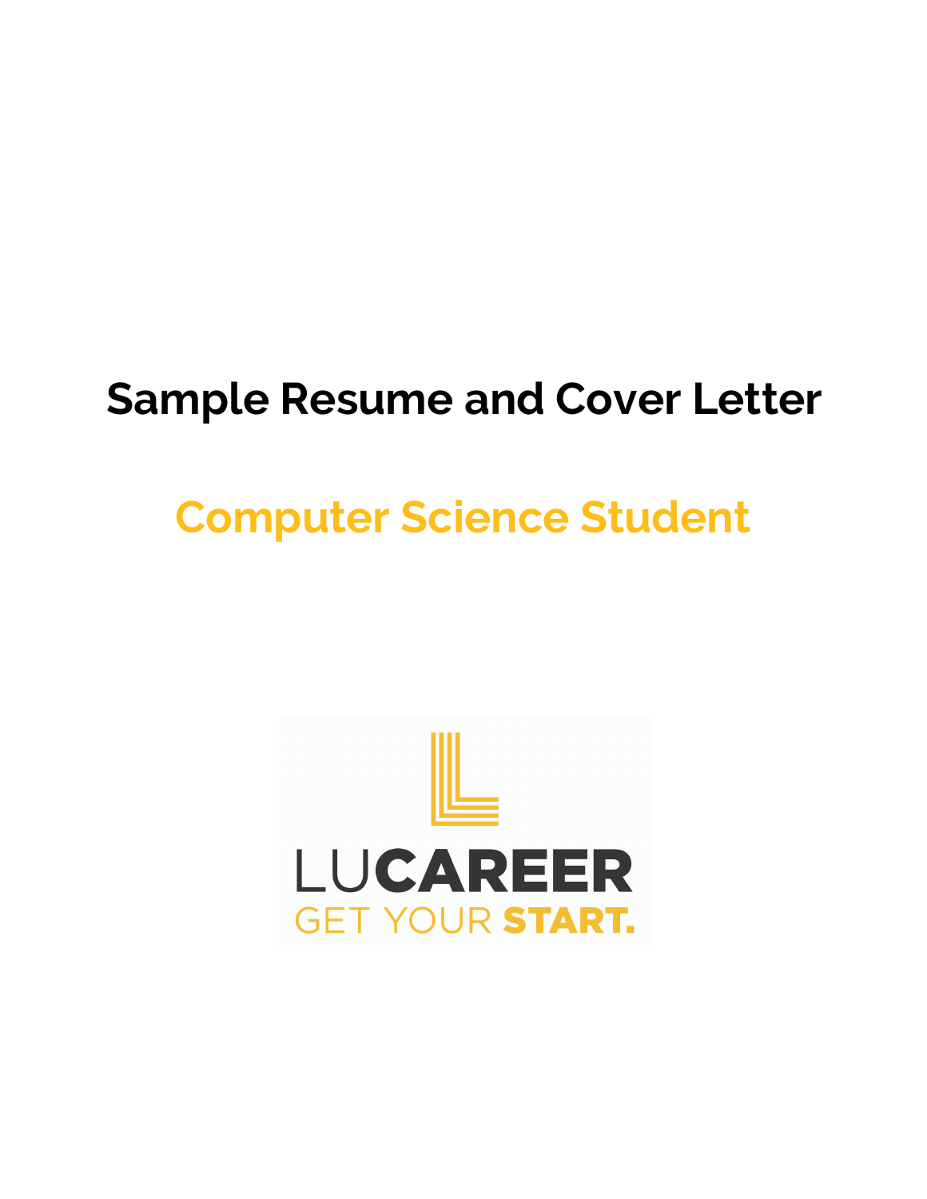# Sample Resume and Cover Letter

## Computer Science Student

LUCAREER
GET YOUR START.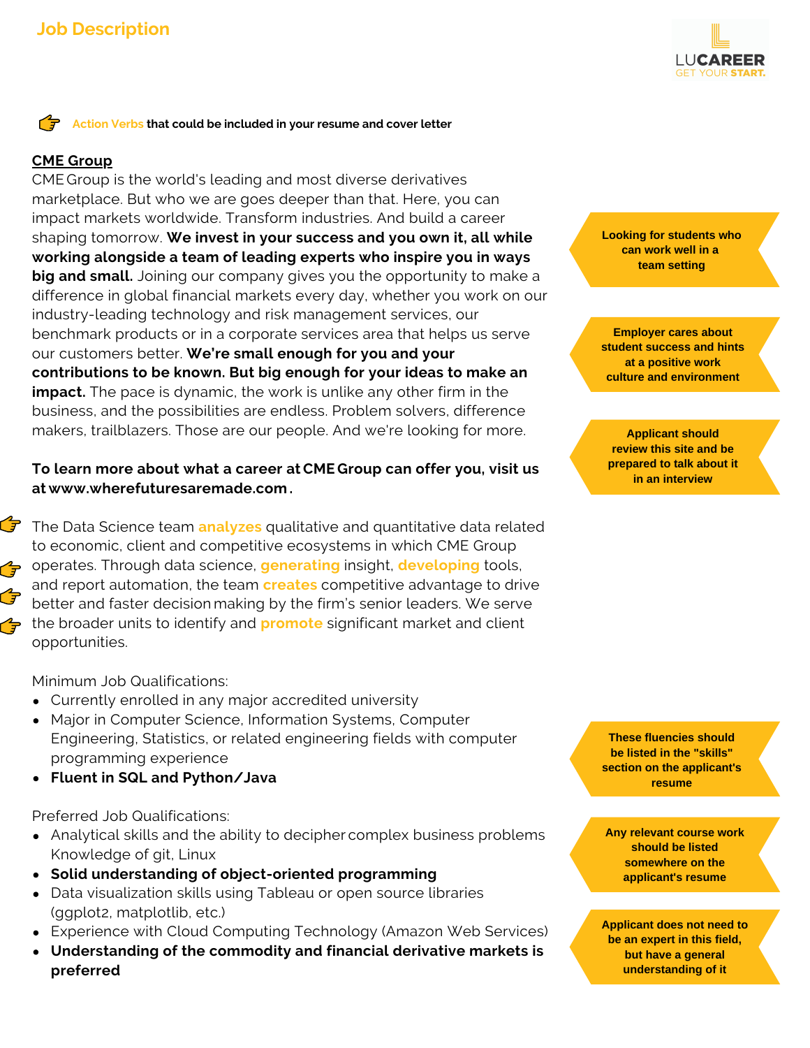## Job Description

LUCAREER
GET YOUR START.

👉 Action Verbs that could be included in your resume and cover letter

**CME Group**

CME Group is the world's leading and most diverse derivatives marketplace. But who we are goes deeper than that. Here, you can impact markets worldwide. Transform industries. And build a career shaping tomorrow. **We invest in your success and you own it, all while working alongside a team of leading experts who inspire you in ways big and small.** Joining our company gives you the opportunity to make a difference in global financial markets every day, whether you work on our industry-leading technology and risk management services, our benchmark products or in a corporate services area that helps us serve our customers better. **We're small enough for you and your contributions to be known. But big enough for your ideas to make an impact.** The pace is dynamic, the work is unlike any other firm in the business, and the possibilities are endless. Problem solvers, difference makers, trailblazers. Those are our people. And we're looking for more.

> Looking for students who can work well in a team setting

> Employer cares about student success and hints at a positive work culture and environment

**To learn more about what a career at CME Group can offer you, visit us at www.wherefuturesaremade.com.**

> Applicant should review this site and be prepared to talk about it in an interview

The Data Science team **analyzes** qualitative and quantitative data related to economic, client and competitive ecosystems in which CME Group operates. Through data science, **generating** insight, **developing** tools, and report automation, the team **creates** competitive advantage to drive better and faster decision making by the firm's senior leaders. We serve the broader units to identify and **promote** significant market and client opportunities.

Minimum Job Qualifications:

- Currently enrolled in any major accredited university
- Major in Computer Science, Information Systems, Computer Engineering, Statistics, or related engineering fields with computer programming experience
- **Fluent in SQL and Python/Java**

> These fluencies should be listed in the "skills" section on the applicant's resume

Preferred Job Qualifications:

- Analytical skills and the ability to decipher complex business problems Knowledge of git, Linux
- **Solid understanding of object-oriented programming**
- Data visualization skills using Tableau or open source libraries (ggplot2, matplotlib, etc.)
- Experience with Cloud Computing Technology (Amazon Web Services)
- **Understanding of the commodity and financial derivative markets is preferred**

> Any relevant course work should be listed somewhere on the applicant's resume

> Applicant does not need to be an expert in this field, but have a general understanding of it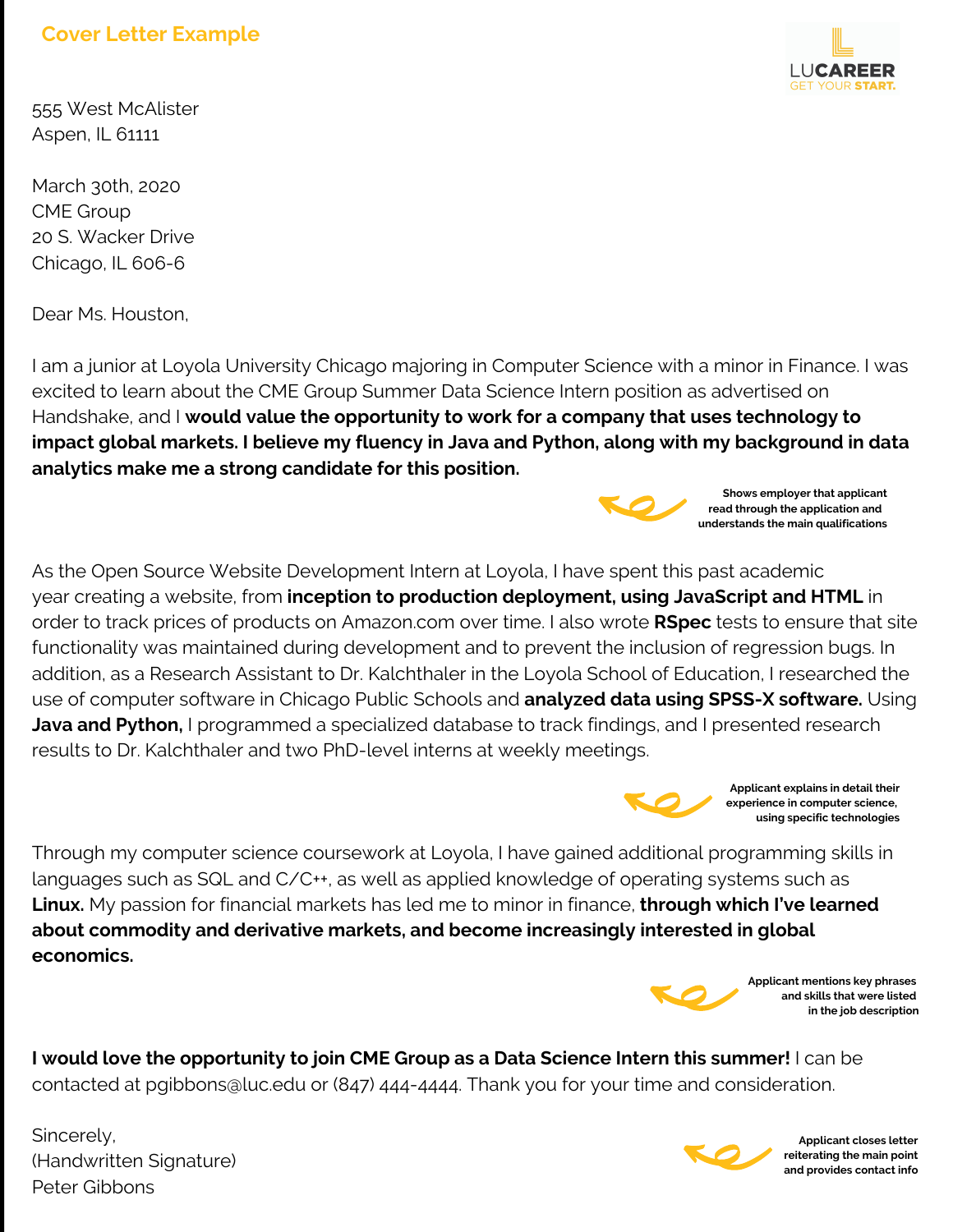# Cover Letter Example

LUCAREER
GET YOUR START.

555 West McAlister
Aspen, IL 61111

March 30th, 2020
CME Group
20 S. Wacker Drive
Chicago, IL 606-6

Dear Ms. Houston,

I am a junior at Loyola University Chicago majoring in Computer Science with a minor in Finance. I was excited to learn about the CME Group Summer Data Science Intern position as advertised on Handshake, and I **would value the opportunity to work for a company that uses technology to impact global markets. I believe my fluency in Java and Python, along with my background in data analytics make me a strong candidate for this position.**

**Shows employer that applicant read through the application and understands the main qualifications**

As the Open Source Website Development Intern at Loyola, I have spent this past academic year creating a website, from **inception to production deployment, using JavaScript and HTML** in order to track prices of products on Amazon.com over time. I also wrote **RSpec** tests to ensure that site functionality was maintained during development and to prevent the inclusion of regression bugs. In addition, as a Research Assistant to Dr. Kalchthaler in the Loyola School of Education, I researched the use of computer software in Chicago Public Schools and **analyzed data using SPSS-X software.** Using **Java and Python,** I programmed a specialized database to track findings, and I presented research results to Dr. Kalchthaler and two PhD-level interns at weekly meetings.

**Applicant explains in detail their experience in computer science, using specific technologies**

Through my computer science coursework at Loyola, I have gained additional programming skills in languages such as SQL and C/C++, as well as applied knowledge of operating systems such as **Linux.** My passion for financial markets has led me to minor in finance, **through which I've learned about commodity and derivative markets, and become increasingly interested in global economics.**

**Applicant mentions key phrases and skills that were listed in the job description**

**I would love the opportunity to join CME Group as a Data Science Intern this summer!** I can be contacted at pgibbons@luc.edu or (847) 444-4444. Thank you for your time and consideration.

Sincerely,
(Handwritten Signature)
Peter Gibbons

**Applicant closes letter reiterating the main point and provides contact info**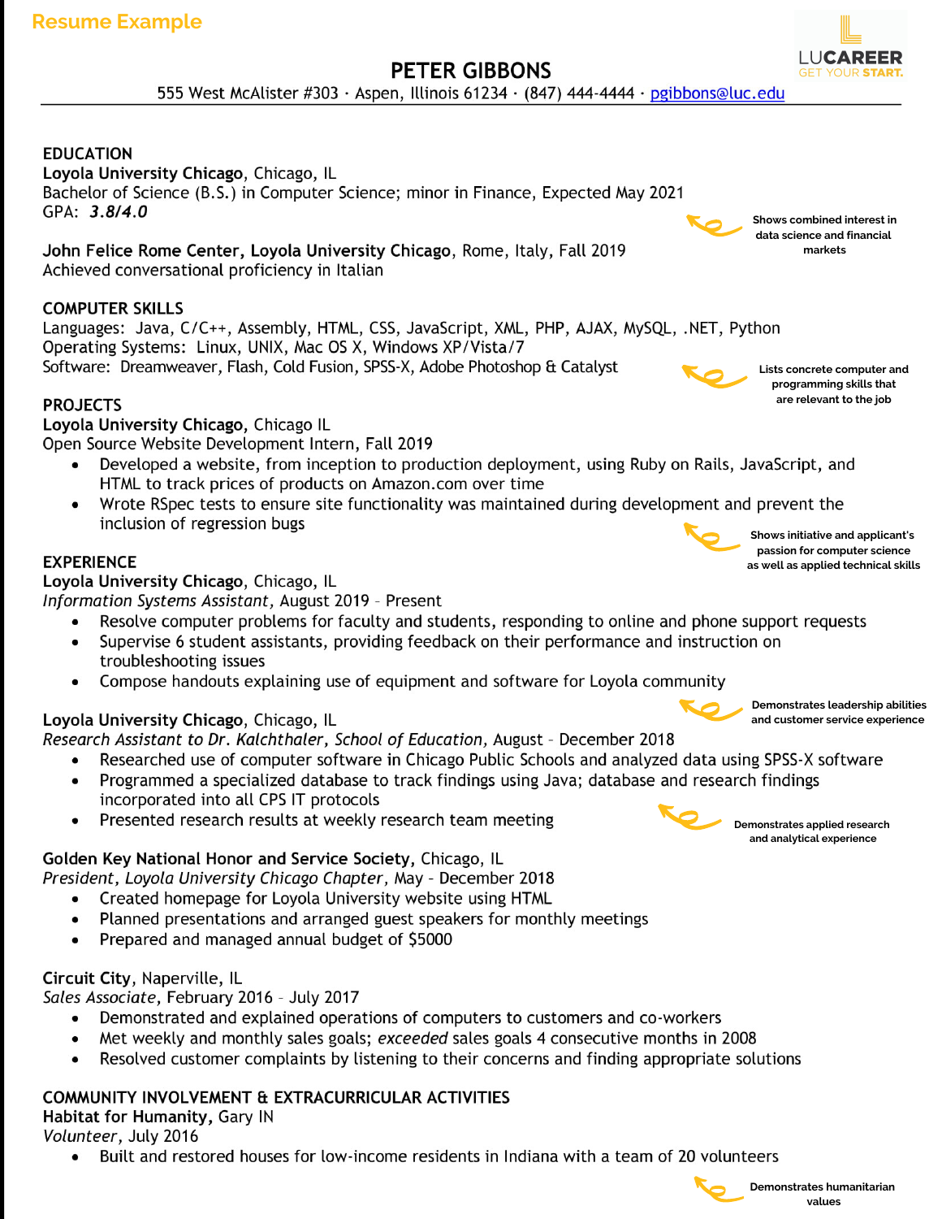Resume Example

LUCAREER
GET YOUR START.

# PETER GIBBONS

555 West McAlister #303 · Aspen, Illinois 61234 · (847) 444-4444 · pgibbons@luc.edu

## EDUCATION

**Loyola University Chicago**, Chicago, IL
Bachelor of Science (B.S.) in Computer Science; minor in Finance, Expected May 2021
GPA: ***3.8/4.0***

Shows combined interest in data science and financial markets

**John Felice Rome Center, Loyola University Chicago**, Rome, Italy, Fall 2019
Achieved conversational proficiency in Italian

## COMPUTER SKILLS

Languages: Java, C/C++, Assembly, HTML, CSS, JavaScript, XML, PHP, AJAX, MySQL, .NET, Python
Operating Systems: Linux, UNIX, Mac OS X, Windows XP/Vista/7
Software: Dreamweaver, Flash, Cold Fusion, SPSS-X, Adobe Photoshop & Catalyst

Lists concrete computer and programming skills that are relevant to the job

## PROJECTS

**Loyola University Chicago**, Chicago IL
Open Source Website Development Intern, Fall 2019

- Developed a website, from inception to production deployment, using Ruby on Rails, JavaScript, and HTML to track prices of products on Amazon.com over time
- Wrote RSpec tests to ensure site functionality was maintained during development and prevent the inclusion of regression bugs

Shows initiative and applicant's passion for computer science as well as applied technical skills

## EXPERIENCE

**Loyola University Chicago**, Chicago, IL
*Information Systems Assistant,* August 2019 – Present

- Resolve computer problems for faculty and students, responding to online and phone support requests
- Supervise 6 student assistants, providing feedback on their performance and instruction on troubleshooting issues
- Compose handouts explaining use of equipment and software for Loyola community

Demonstrates leadership abilities and customer service experience

**Loyola University Chicago**, Chicago, IL
*Research Assistant to Dr. Kalchthaler, School of Education,* August – December 2018

- Researched use of computer software in Chicago Public Schools and analyzed data using SPSS-X software
- Programmed a specialized database to track findings using Java; database and research findings incorporated into all CPS IT protocols
- Presented research results at weekly research team meeting

Demonstrates applied research and analytical experience

**Golden Key National Honor and Service Society**, Chicago, IL
*President, Loyola University Chicago Chapter,* May – December 2018

- Created homepage for Loyola University website using HTML
- Planned presentations and arranged guest speakers for monthly meetings
- Prepared and managed annual budget of $5000

**Circuit City**, Naperville, IL
*Sales Associate,* February 2016 – July 2017

- Demonstrated and explained operations of computers to customers and co-workers
- Met weekly and monthly sales goals; *exceeded* sales goals 4 consecutive months in 2008
- Resolved customer complaints by listening to their concerns and finding appropriate solutions

## COMMUNITY INVOLVEMENT & EXTRACURRICULAR ACTIVITIES

**Habitat for Humanity,** Gary IN
*Volunteer*, July 2016

- Built and restored houses for low-income residents in Indiana with a team of 20 volunteers

Demonstrates humanitarian values